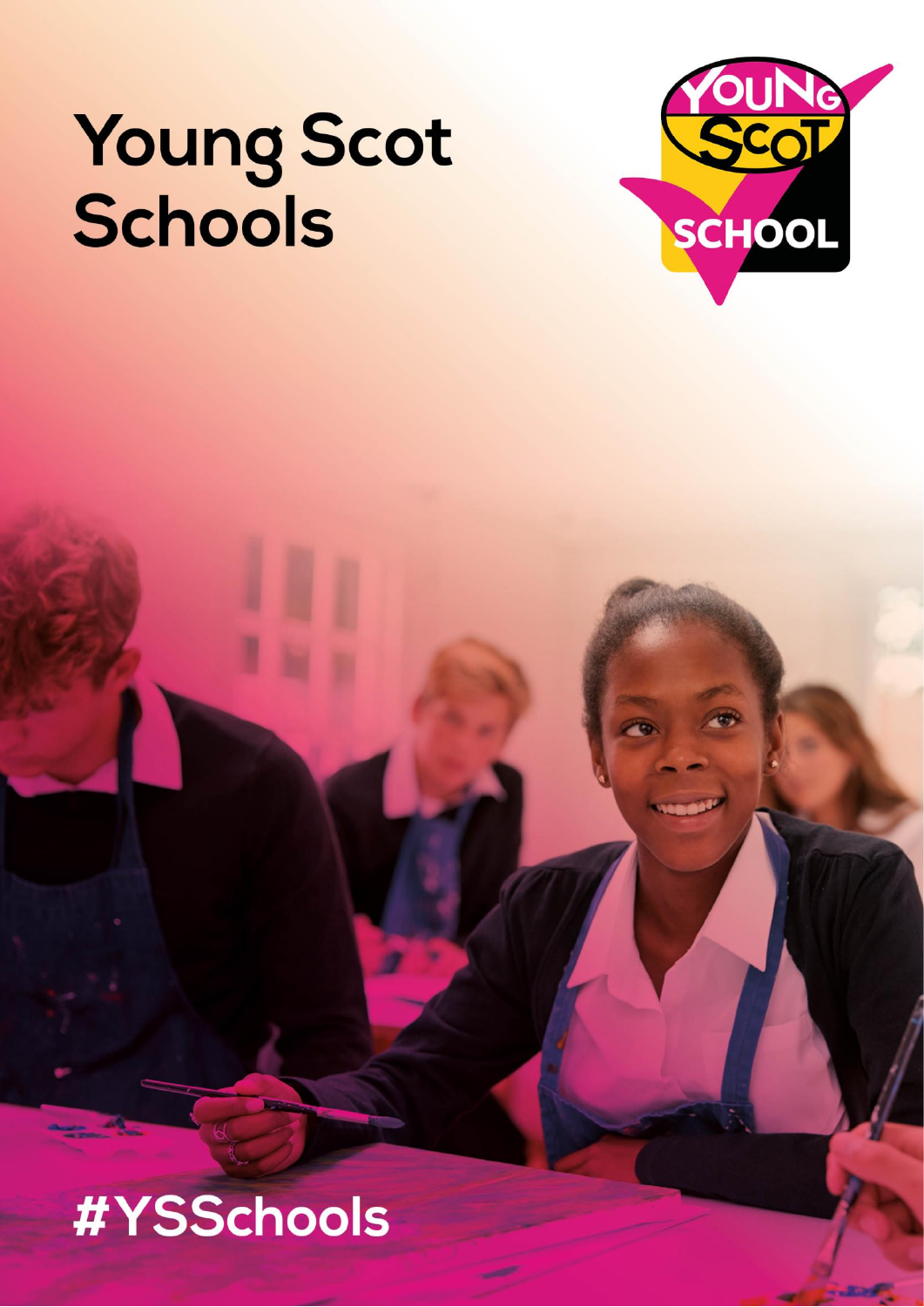# Young Scot Schools

#YSSchools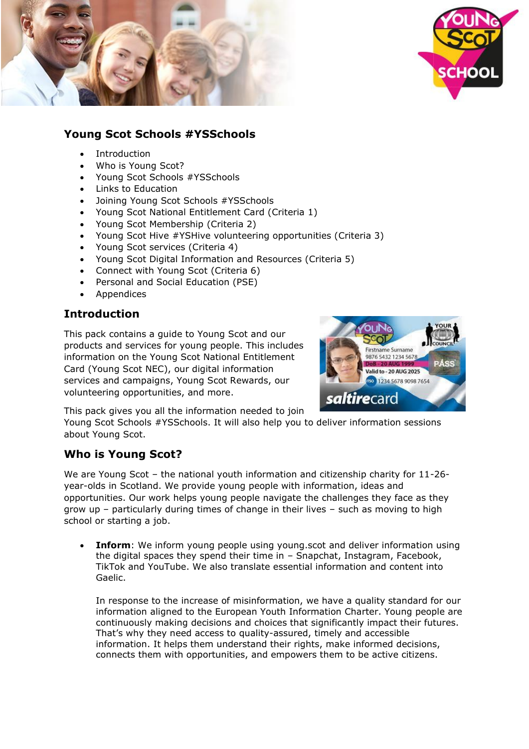## Young Scot Schools #YSSchools

- Introduction
- Who is Young Scot?
- Young Scot Schools #YSSchools
- Links to Education
- Joining Young Scot Schools #YSSchools
- Young Scot National Entitlement Card (Criteria 1)
- Young Scot Membership (Criteria 2)
- Young Scot Hive #YSHive volunteering opportunities (Criteria 3)
- Young Scot services (Criteria 4)
- Young Scot Digital Information and Resources (Criteria 5)
- Connect with Young Scot (Criteria 6)
- Personal and Social Education (PSE)
- Appendices

## Introduction

This pack contains a guide to Young Scot and our products and services for young people. This includes information on the Young Scot National Entitlement Card (Young Scot NEC), our digital information services and campaigns, Young Scot Rewards, our volunteering opportunities, and more.

This pack gives you all the information needed to join Young Scot Schools #YSSchools. It will also help you to deliver information sessions about Young Scot.

## Who is Young Scot?

We are Young Scot – the national youth information and citizenship charity for 11-26-year-olds in Scotland. We provide young people with information, ideas and opportunities. Our work helps young people navigate the challenges they face as they grow up – particularly during times of change in their lives – such as moving to high school or starting a job.

- **Inform**: We inform young people using young.scot and deliver information using the digital spaces they spend their time in – Snapchat, Instagram, Facebook, TikTok and YouTube. We also translate essential information and content into Gaelic.

  In response to the increase of misinformation, we have a quality standard for our information aligned to the European Youth Information Charter. Young people are continuously making decisions and choices that significantly impact their futures. That's why they need access to quality-assured, timely and accessible information. It helps them understand their rights, make informed decisions, connects them with opportunities, and empowers them to be active citizens.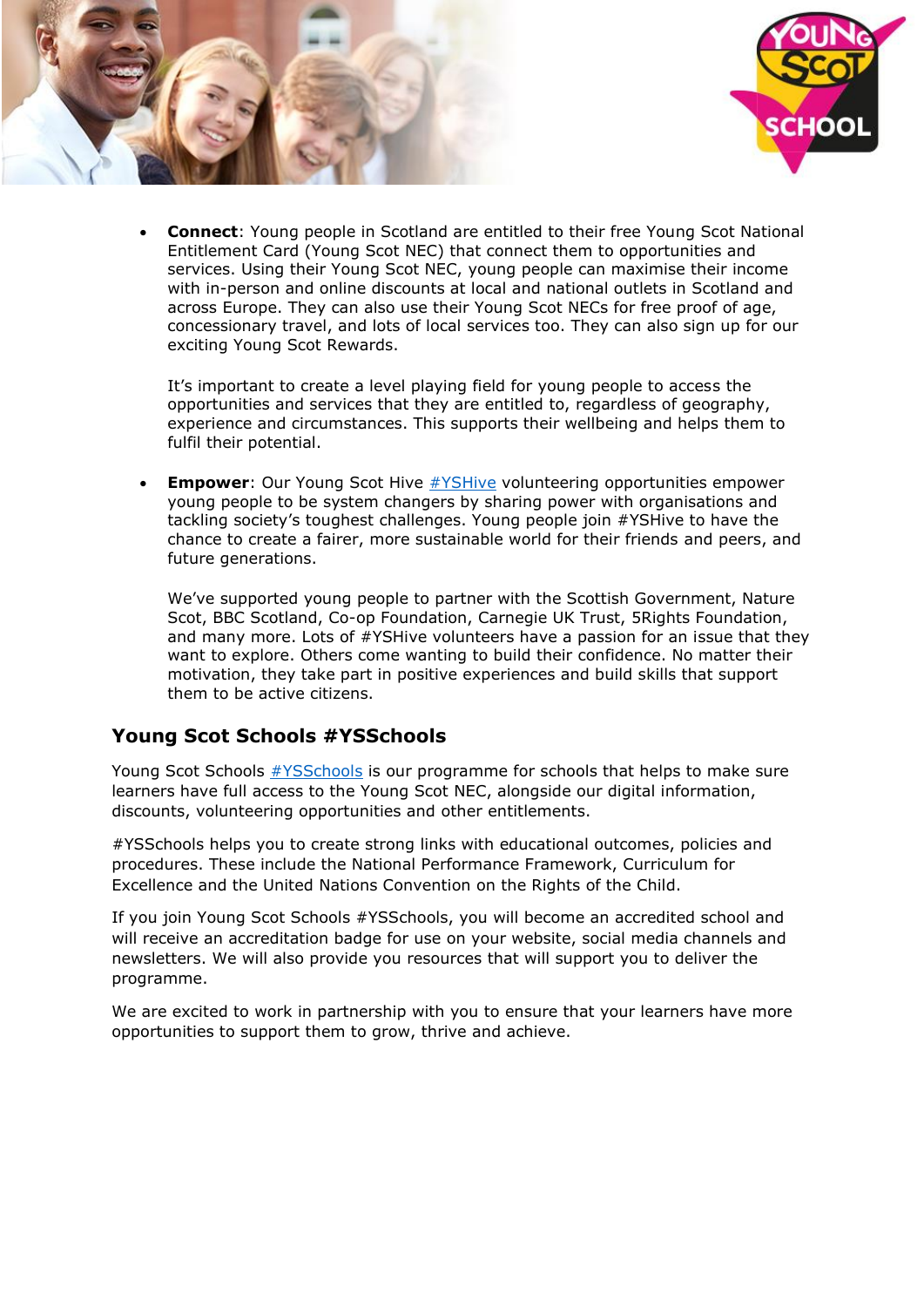- **Connect**: Young people in Scotland are entitled to their free Young Scot National Entitlement Card (Young Scot NEC) that connect them to opportunities and services. Using their Young Scot NEC, young people can maximise their income with in-person and online discounts at local and national outlets in Scotland and across Europe. They can also use their Young Scot NECs for free proof of age, concessionary travel, and lots of local services too. They can also sign up for our exciting Young Scot Rewards.

  It's important to create a level playing field for young people to access the opportunities and services that they are entitled to, regardless of geography, experience and circumstances. This supports their wellbeing and helps them to fulfil their potential.

- **Empower**: Our Young Scot Hive #YSHive volunteering opportunities empower young people to be system changers by sharing power with organisations and tackling society's toughest challenges. Young people join #YSHive to have the chance to create a fairer, more sustainable world for their friends and peers, and future generations.

  We've supported young people to partner with the Scottish Government, Nature Scot, BBC Scotland, Co-op Foundation, Carnegie UK Trust, 5Rights Foundation, and many more. Lots of #YSHive volunteers have a passion for an issue that they want to explore. Others come wanting to build their confidence. No matter their motivation, they take part in positive experiences and build skills that support them to be active citizens.

## Young Scot Schools #YSSchools

Young Scot Schools #YSSchools is our programme for schools that helps to make sure learners have full access to the Young Scot NEC, alongside our digital information, discounts, volunteering opportunities and other entitlements.

#YSSchools helps you to create strong links with educational outcomes, policies and procedures. These include the National Performance Framework, Curriculum for Excellence and the United Nations Convention on the Rights of the Child.

If you join Young Scot Schools #YSSchools, you will become an accredited school and will receive an accreditation badge for use on your website, social media channels and newsletters. We will also provide you resources that will support you to deliver the programme.

We are excited to work in partnership with you to ensure that your learners have more opportunities to support them to grow, thrive and achieve.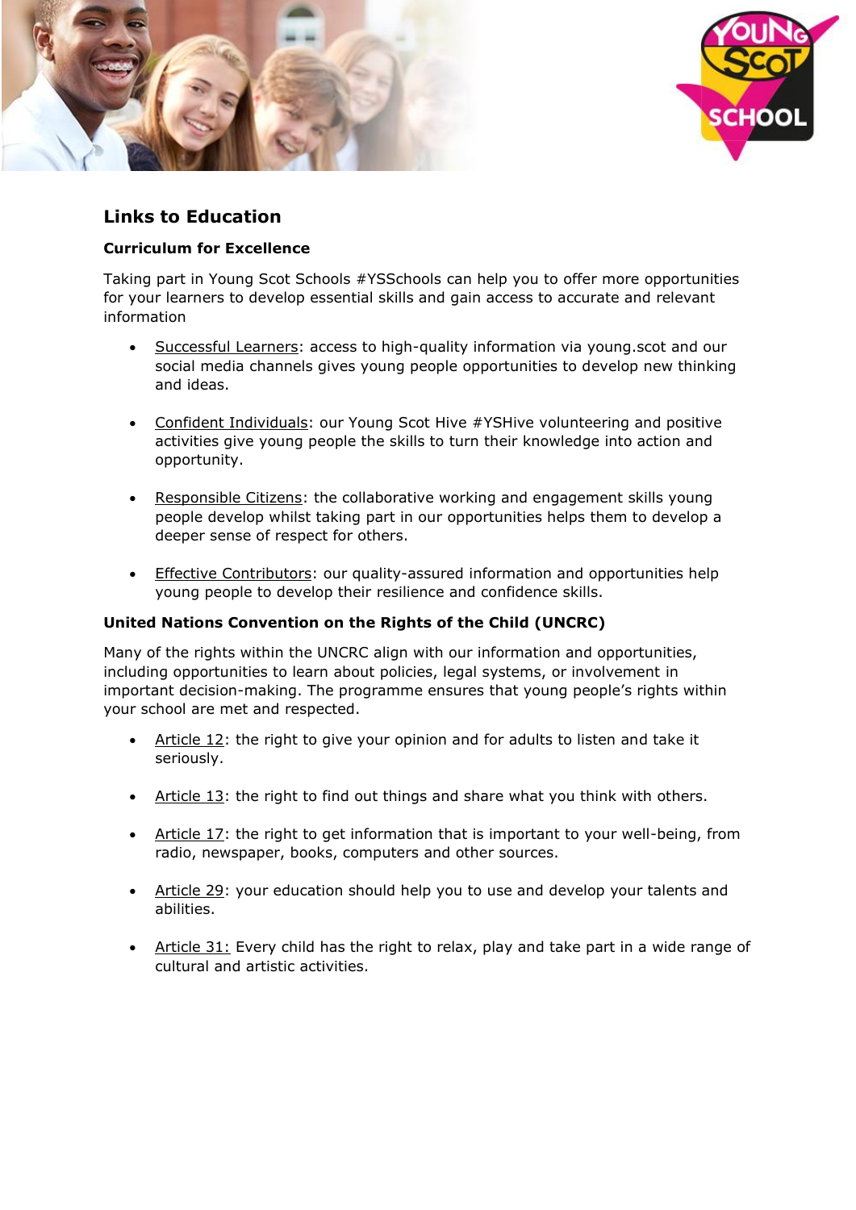## Links to Education

### Curriculum for Excellence

Taking part in Young Scot Schools #YSSchools can help you to offer more opportunities for your learners to develop essential skills and gain access to accurate and relevant information

- Successful Learners: access to high-quality information via young.scot and our social media channels gives young people opportunities to develop new thinking and ideas.
- Confident Individuals: our Young Scot Hive #YSHive volunteering and positive activities give young people the skills to turn their knowledge into action and opportunity.
- Responsible Citizens: the collaborative working and engagement skills young people develop whilst taking part in our opportunities helps them to develop a deeper sense of respect for others.
- Effective Contributors: our quality-assured information and opportunities help young people to develop their resilience and confidence skills.

### United Nations Convention on the Rights of the Child (UNCRC)

Many of the rights within the UNCRC align with our information and opportunities, including opportunities to learn about policies, legal systems, or involvement in important decision-making. The programme ensures that young people's rights within your school are met and respected.

- Article 12: the right to give your opinion and for adults to listen and take it seriously.
- Article 13: the right to find out things and share what you think with others.
- Article 17: the right to get information that is important to your well-being, from radio, newspaper, books, computers and other sources.
- Article 29: your education should help you to use and develop your talents and abilities.
- Article 31: Every child has the right to relax, play and take part in a wide range of cultural and artistic activities.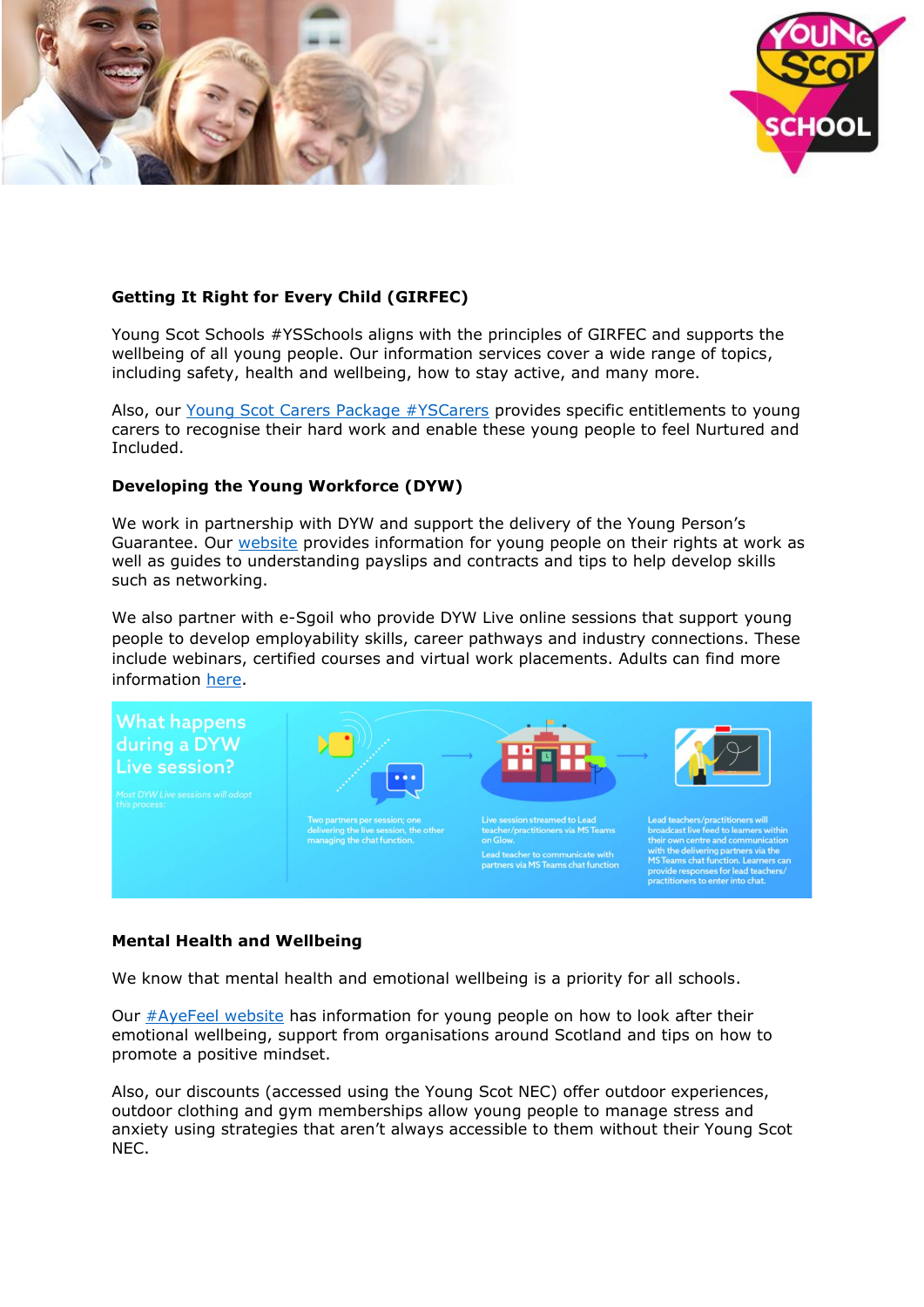**Getting It Right for Every Child (GIRFEC)**

Young Scot Schools #YSSchools aligns with the principles of GIRFEC and supports the wellbeing of all young people. Our information services cover a wide range of topics, including safety, health and wellbeing, how to stay active, and many more.

Also, our [Young Scot Carers Package #YSCarers]() provides specific entitlements to young carers to recognise their hard work and enable these young people to feel Nurtured and Included.

**Developing the Young Workforce (DYW)**

We work in partnership with DYW and support the delivery of the Young Person's Guarantee. Our [website]() provides information for young people on their rights at work as well as guides to understanding payslips and contracts and tips to help develop skills such as networking.

We also partner with e-Sgoil who provide DYW Live online sessions that support young people to develop employability skills, career pathways and industry connections. These include webinars, certified courses and virtual work placements. Adults can find more information [here]().

What happens during a DYW Live session?

*Most DYW Live sessions will adopt this process:*

Two partners per session; one delivering the live session, the other managing the chat function.

Live session streamed to Lead teacher/practitioners via MS Teams on Glow.

Lead teacher to communicate with partners via MS Teams chat function

Lead teachers/practitioners will broadcast live feed to learners within their own centre and communication with the delivering partners via the MS Teams chat function. Learners can provide responses for lead teachers/ practitioners to enter into chat.

**Mental Health and Wellbeing**

We know that mental health and emotional wellbeing is a priority for all schools.

Our [#AyeFeel website]() has information for young people on how to look after their emotional wellbeing, support from organisations around Scotland and tips on how to promote a positive mindset.

Also, our discounts (accessed using the Young Scot NEC) offer outdoor experiences, outdoor clothing and gym memberships allow young people to manage stress and anxiety using strategies that aren't always accessible to them without their Young Scot NEC.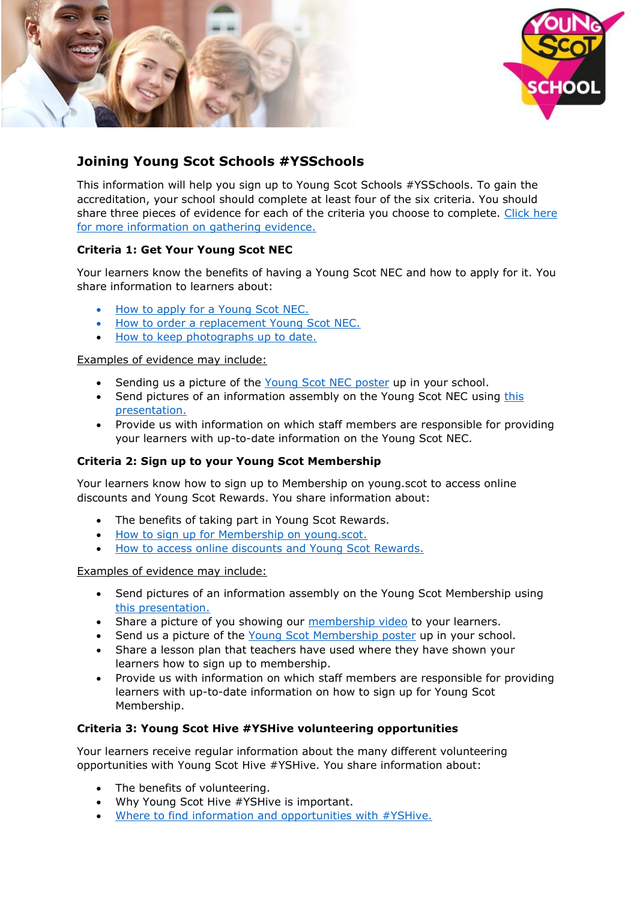## Joining Young Scot Schools #YSSchools

This information will help you sign up to Young Scot Schools #YSSchools. To gain the accreditation, your school should complete at least four of the six criteria. You should share three pieces of evidence for each of the criteria you choose to complete. Click here for more information on gathering evidence.

### Criteria 1: Get Your Young Scot NEC

Your learners know the benefits of having a Young Scot NEC and how to apply for it. You share information to learners about:

- How to apply for a Young Scot NEC.
- How to order a replacement Young Scot NEC.
- How to keep photographs up to date.

Examples of evidence may include:

- Sending us a picture of the Young Scot NEC poster up in your school.
- Send pictures of an information assembly on the Young Scot NEC using this presentation.
- Provide us with information on which staff members are responsible for providing your learners with up-to-date information on the Young Scot NEC.

### Criteria 2: Sign up to your Young Scot Membership

Your learners know how to sign up to Membership on young.scot to access online discounts and Young Scot Rewards. You share information about:

- The benefits of taking part in Young Scot Rewards.
- How to sign up for Membership on young.scot.
- How to access online discounts and Young Scot Rewards.

Examples of evidence may include:

- Send pictures of an information assembly on the Young Scot Membership using this presentation.
- Share a picture of you showing our membership video to your learners.
- Send us a picture of the Young Scot Membership poster up in your school.
- Share a lesson plan that teachers have used where they have shown your learners how to sign up to membership.
- Provide us with information on which staff members are responsible for providing learners with up-to-date information on how to sign up for Young Scot Membership.

### Criteria 3: Young Scot Hive #YSHive volunteering opportunities

Your learners receive regular information about the many different volunteering opportunities with Young Scot Hive #YSHive. You share information about:

- The benefits of volunteering.
- Why Young Scot Hive #YSHive is important.
- Where to find information and opportunities with #YSHive.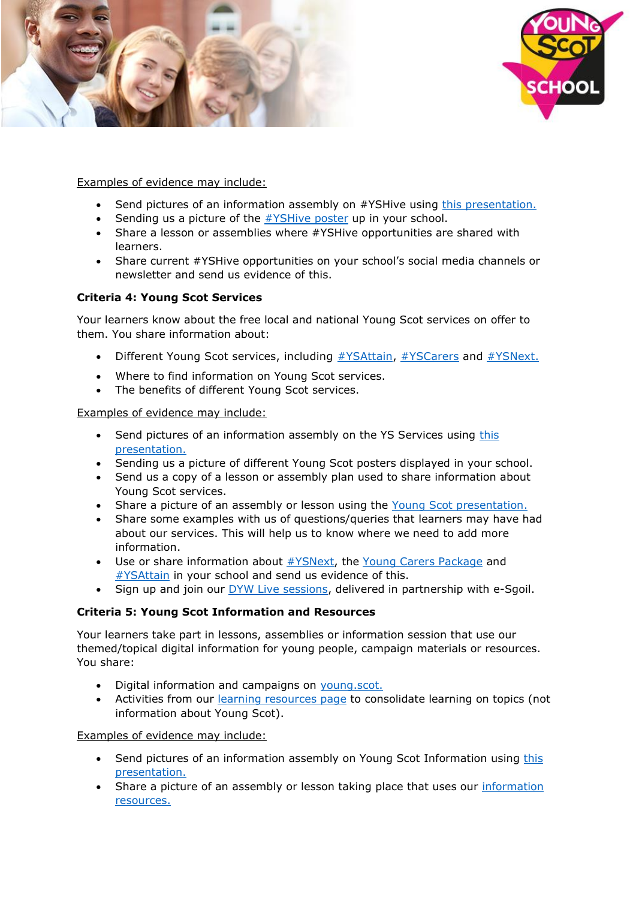Examples of evidence may include:

- Send pictures of an information assembly on #YSHive using this presentation.
- Sending us a picture of the #YSHive poster up in your school.
- Share a lesson or assemblies where #YSHive opportunities are shared with learners.
- Share current #YSHive opportunities on your school's social media channels or newsletter and send us evidence of this.

**Criteria 4: Young Scot Services**

Your learners know about the free local and national Young Scot services on offer to them. You share information about:

- Different Young Scot services, including #YSAttain, #YSCarers and #YSNext.
- Where to find information on Young Scot services.
- The benefits of different Young Scot services.

Examples of evidence may include:

- Send pictures of an information assembly on the YS Services using this presentation.
- Sending us a picture of different Young Scot posters displayed in your school.
- Send us a copy of a lesson or assembly plan used to share information about Young Scot services.
- Share a picture of an assembly or lesson using the Young Scot presentation.
- Share some examples with us of questions/queries that learners may have had about our services. This will help us to know where we need to add more information.
- Use or share information about #YSNext, the Young Carers Package and #YSAttain in your school and send us evidence of this.
- Sign up and join our DYW Live sessions, delivered in partnership with e-Sgoil.

**Criteria 5: Young Scot Information and Resources**

Your learners take part in lessons, assemblies or information session that use our themed/topical digital information for young people, campaign materials or resources. You share:

- Digital information and campaigns on young.scot.
- Activities from our learning resources page to consolidate learning on topics (not information about Young Scot).

Examples of evidence may include:

- Send pictures of an information assembly on Young Scot Information using this presentation.
- Share a picture of an assembly or lesson taking place that uses our information resources.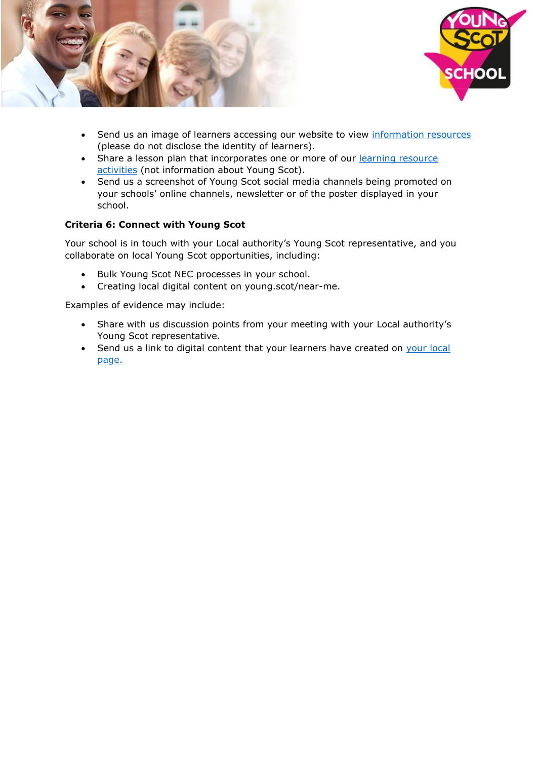- Send us an image of learners accessing our website to view information resources (please do not disclose the identity of learners).
- Share a lesson plan that incorporates one or more of our learning resource activities (not information about Young Scot).
- Send us a screenshot of Young Scot social media channels being promoted on your schools' online channels, newsletter or of the poster displayed in your school.

**Criteria 6: Connect with Young Scot**

Your school is in touch with your Local authority's Young Scot representative, and you collaborate on local Young Scot opportunities, including:

- Bulk Young Scot NEC processes in your school.
- Creating local digital content on young.scot/near-me.

Examples of evidence may include:

- Share with us discussion points from your meeting with your Local authority's Young Scot representative.
- Send us a link to digital content that your learners have created on your local page.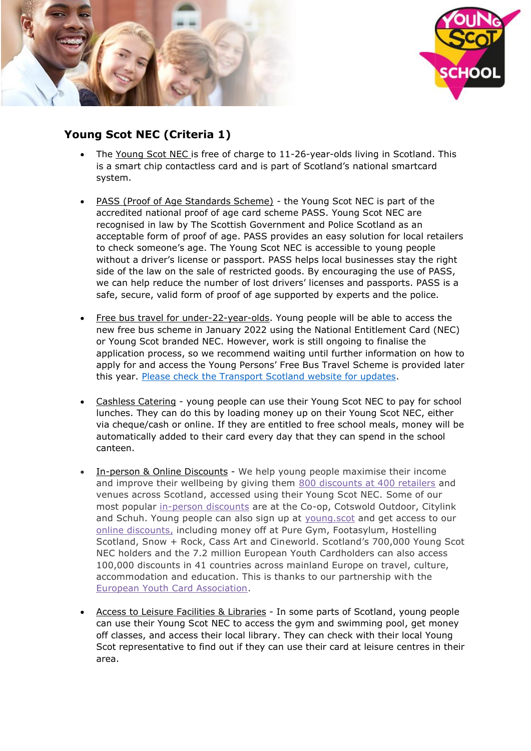## Young Scot NEC (Criteria 1)

- The Young Scot NEC is free of charge to 11-26-year-olds living in Scotland. This is a smart chip contactless card and is part of Scotland's national smartcard system.

- PASS (Proof of Age Standards Scheme) - the Young Scot NEC is part of the accredited national proof of age card scheme PASS. Young Scot NEC are recognised in law by The Scottish Government and Police Scotland as an acceptable form of proof of age. PASS provides an easy solution for local retailers to check someone's age. The Young Scot NEC is accessible to young people without a driver's license or passport. PASS helps local businesses stay the right side of the law on the sale of restricted goods. By encouraging the use of PASS, we can help reduce the number of lost drivers' licenses and passports. PASS is a safe, secure, valid form of proof of age supported by experts and the police.

- Free bus travel for under-22-year-olds. Young people will be able to access the new free bus scheme in January 2022 using the National Entitlement Card (NEC) or Young Scot branded NEC. However, work is still ongoing to finalise the application process, so we recommend waiting until further information on how to apply for and access the Young Persons' Free Bus Travel Scheme is provided later this year. Please check the Transport Scotland website for updates.

- Cashless Catering - young people can use their Young Scot NEC to pay for school lunches. They can do this by loading money up on their Young Scot NEC, either via cheque/cash or online. If they are entitled to free school meals, money will be automatically added to their card every day that they can spend in the school canteen.

- In-person & Online Discounts - We help young people maximise their income and improve their wellbeing by giving them 800 discounts at 400 retailers and venues across Scotland, accessed using their Young Scot NEC. Some of our most popular in-person discounts are at the Co-op, Cotswold Outdoor, Citylink and Schuh. Young people can also sign up at young.scot and get access to our online discounts, including money off at Pure Gym, Footasylum, Hostelling Scotland, Snow + Rock, Cass Art and Cineworld. Scotland's 700,000 Young Scot NEC holders and the 7.2 million European Youth Cardholders can also access 100,000 discounts in 41 countries across mainland Europe on travel, culture, accommodation and education. This is thanks to our partnership with the European Youth Card Association.

- Access to Leisure Facilities & Libraries - In some parts of Scotland, young people can use their Young Scot NEC to access the gym and swimming pool, get money off classes, and access their local library. They can check with their local Young Scot representative to find out if they can use their card at leisure centres in their area.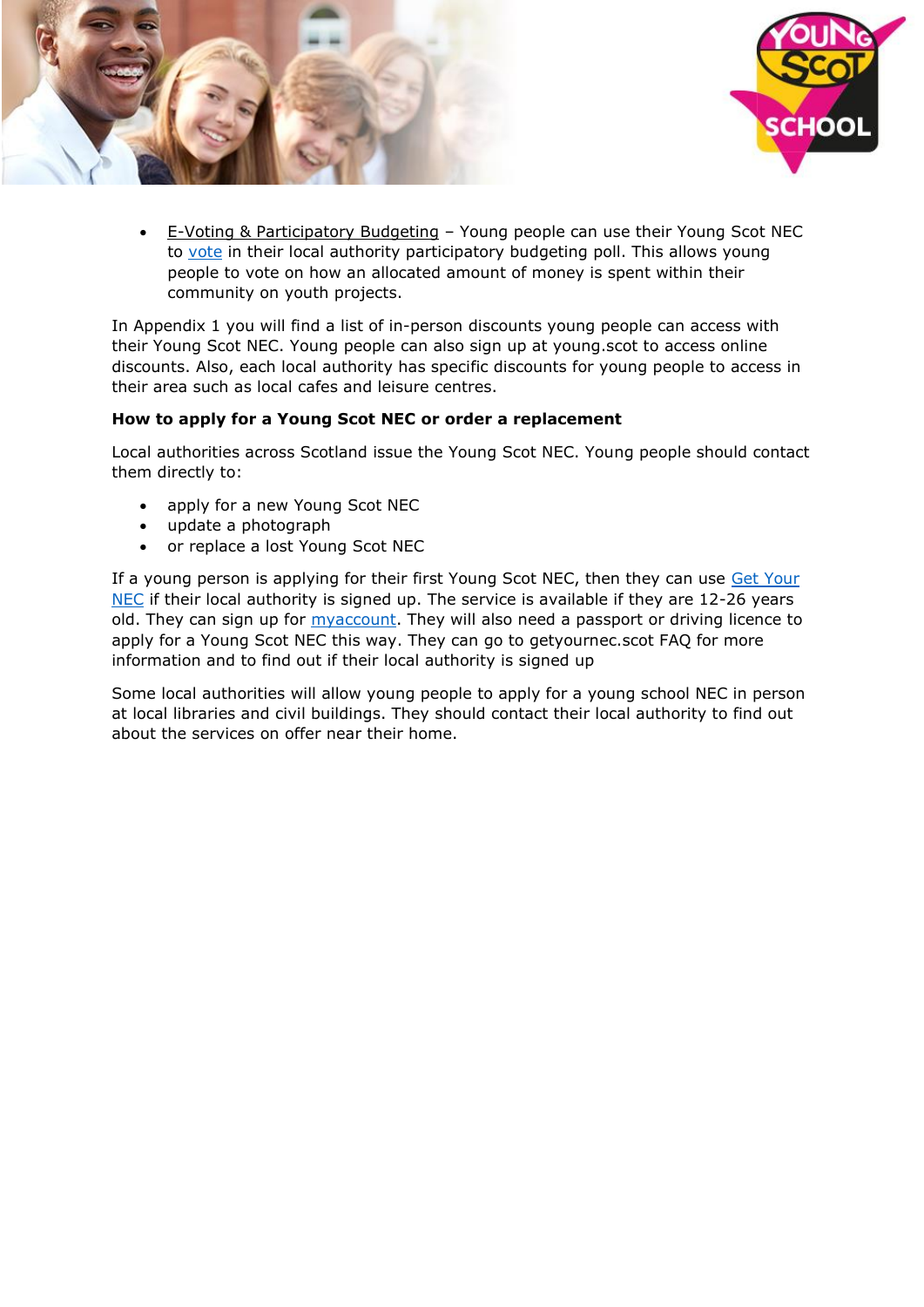- E-Voting & Participatory Budgeting – Young people can use their Young Scot NEC to vote in their local authority participatory budgeting poll. This allows young people to vote on how an allocated amount of money is spent within their community on youth projects.

In Appendix 1 you will find a list of in-person discounts young people can access with their Young Scot NEC. Young people can also sign up at young.scot to access online discounts. Also, each local authority has specific discounts for young people to access in their area such as local cafes and leisure centres.

**How to apply for a Young Scot NEC or order a replacement**

Local authorities across Scotland issue the Young Scot NEC. Young people should contact them directly to:

- apply for a new Young Scot NEC
- update a photograph
- or replace a lost Young Scot NEC

If a young person is applying for their first Young Scot NEC, then they can use Get Your NEC if their local authority is signed up. The service is available if they are 12-26 years old. They can sign up for myaccount. They will also need a passport or driving licence to apply for a Young Scot NEC this way. They can go to getyournec.scot FAQ for more information and to find out if their local authority is signed up

Some local authorities will allow young people to apply for a young school NEC in person at local libraries and civil buildings. They should contact their local authority to find out about the services on offer near their home.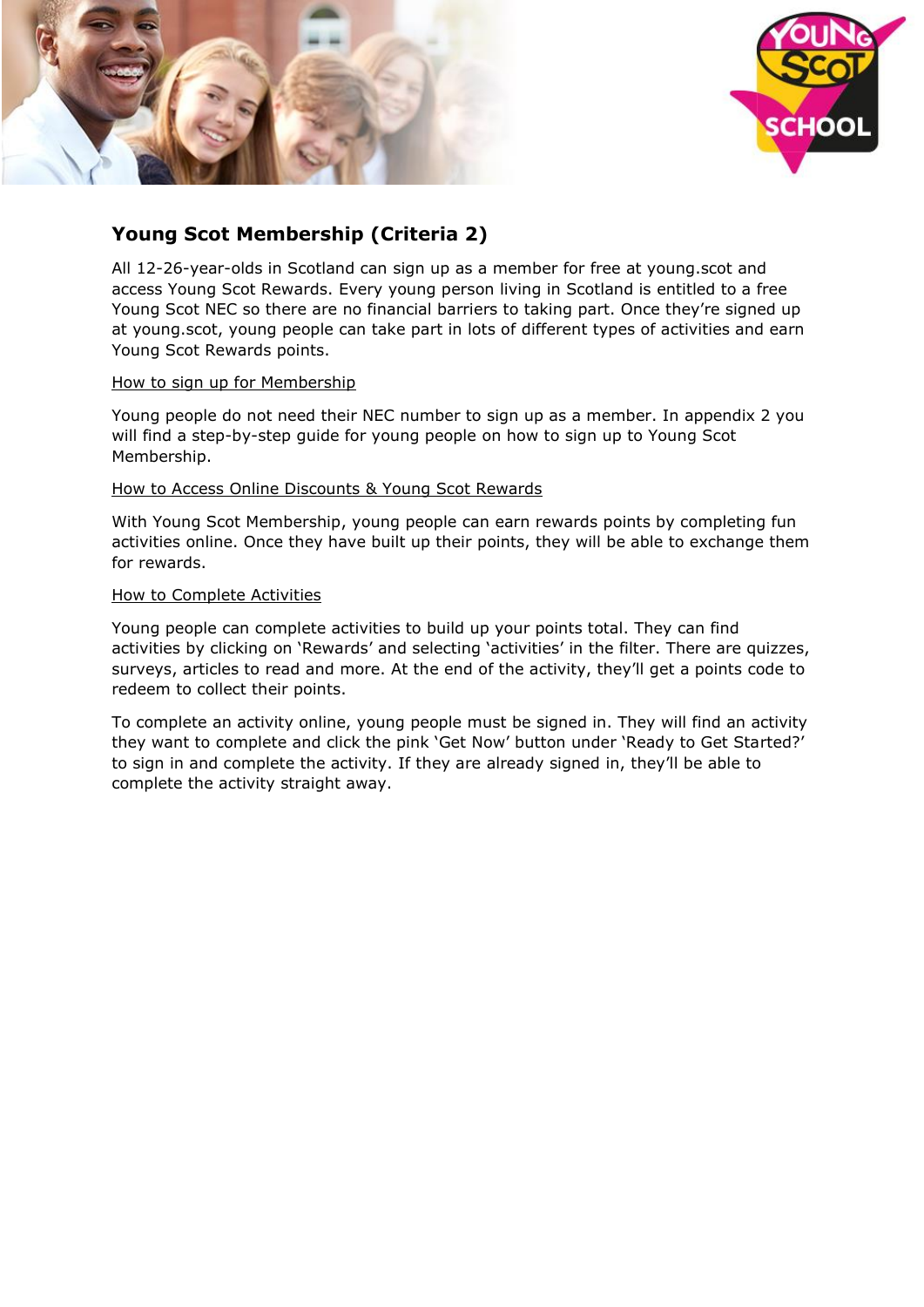## Young Scot Membership (Criteria 2)

All 12-26-year-olds in Scotland can sign up as a member for free at young.scot and access Young Scot Rewards. Every young person living in Scotland is entitled to a free Young Scot NEC so there are no financial barriers to taking part. Once they're signed up at young.scot, young people can take part in lots of different types of activities and earn Young Scot Rewards points.

### How to sign up for Membership

Young people do not need their NEC number to sign up as a member. In appendix 2 you will find a step-by-step guide for young people on how to sign up to Young Scot Membership.

### How to Access Online Discounts & Young Scot Rewards

With Young Scot Membership, young people can earn rewards points by completing fun activities online. Once they have built up their points, they will be able to exchange them for rewards.

### How to Complete Activities

Young people can complete activities to build up your points total. They can find activities by clicking on 'Rewards' and selecting 'activities' in the filter. There are quizzes, surveys, articles to read and more. At the end of the activity, they'll get a points code to redeem to collect their points.

To complete an activity online, young people must be signed in. They will find an activity they want to complete and click the pink 'Get Now' button under 'Ready to Get Started?' to sign in and complete the activity. If they are already signed in, they'll be able to complete the activity straight away.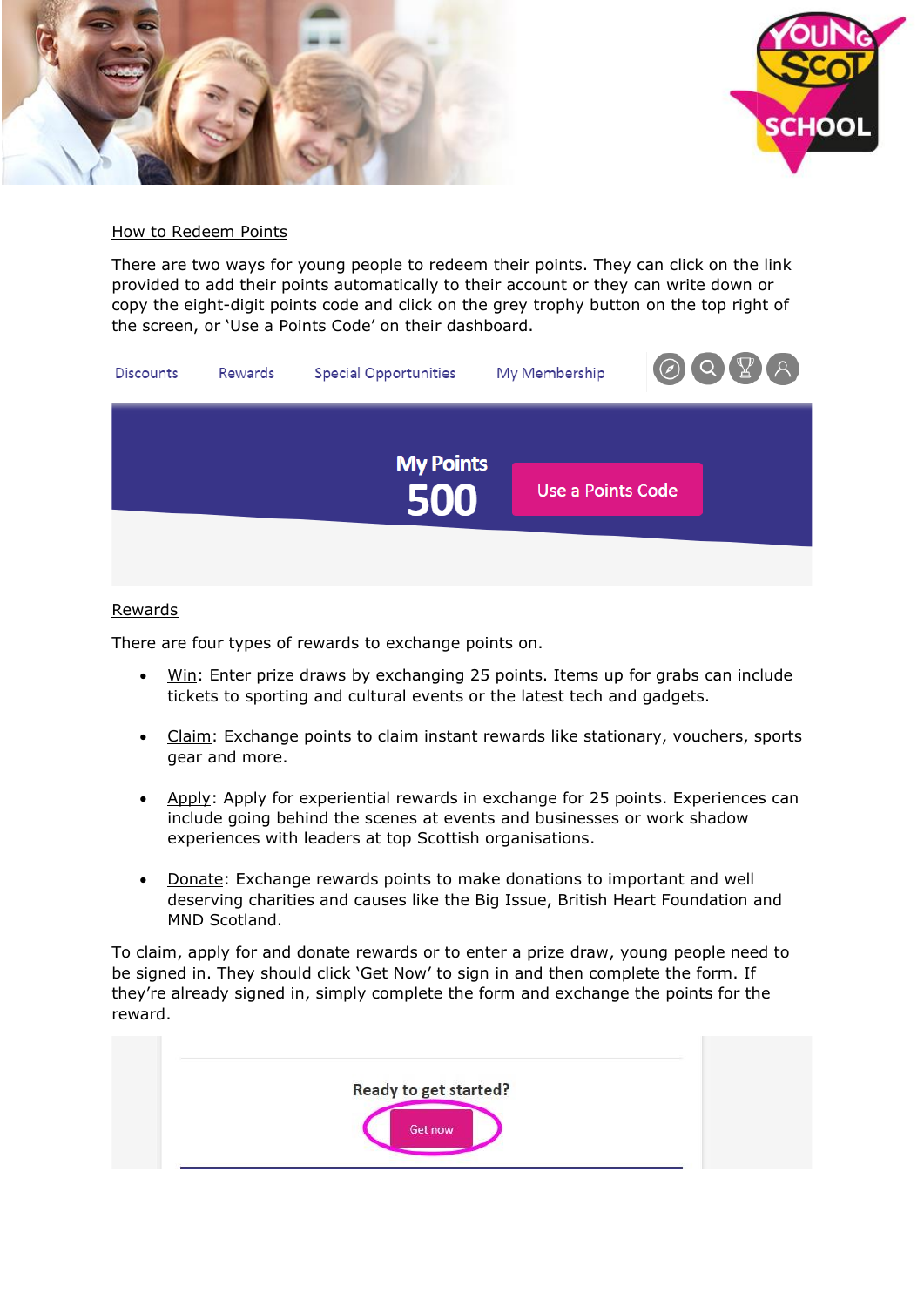How to Redeem Points

There are two ways for young people to redeem their points. They can click on the link provided to add their points automatically to their account or they can write down or copy the eight-digit points code and click on the grey trophy button on the top right of the screen, or 'Use a Points Code' on their dashboard.

Rewards

There are four types of rewards to exchange points on.

- Win: Enter prize draws by exchanging 25 points. Items up for grabs can include tickets to sporting and cultural events or the latest tech and gadgets.
- Claim: Exchange points to claim instant rewards like stationary, vouchers, sports gear and more.
- Apply: Apply for experiential rewards in exchange for 25 points. Experiences can include going behind the scenes at events and businesses or work shadow experiences with leaders at top Scottish organisations.
- Donate: Exchange rewards points to make donations to important and well deserving charities and causes like the Big Issue, British Heart Foundation and MND Scotland.

To claim, apply for and donate rewards or to enter a prize draw, young people need to be signed in. They should click 'Get Now' to sign in and then complete the form. If they're already signed in, simply complete the form and exchange the points for the reward.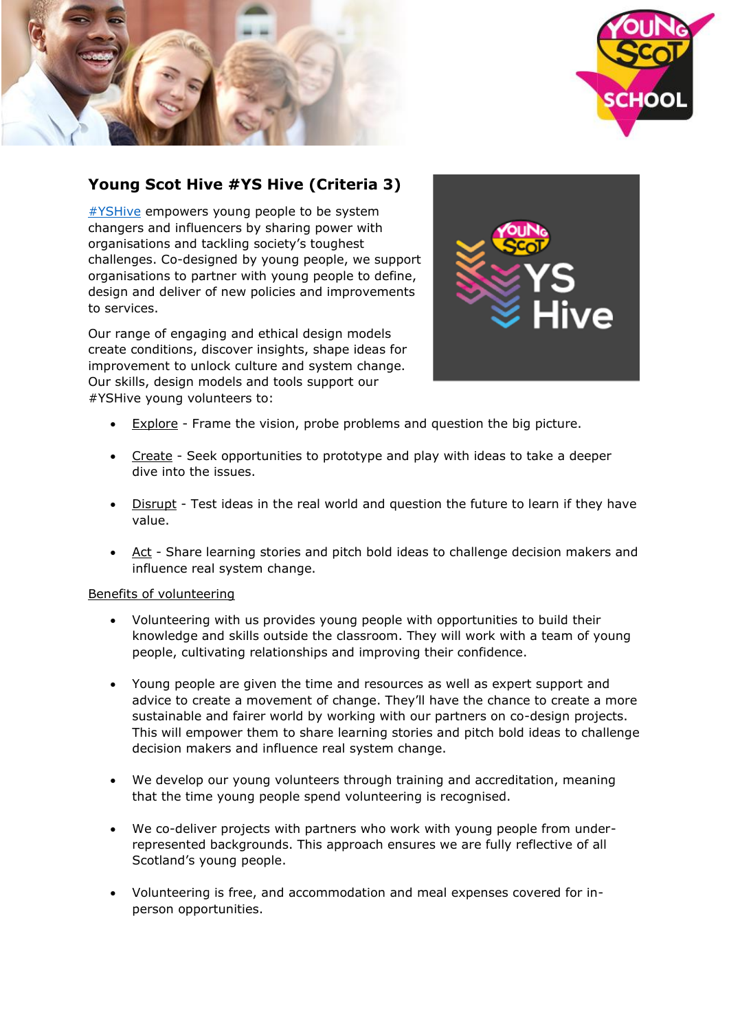## Young Scot Hive #YS Hive (Criteria 3)

#YSHive empowers young people to be system changers and influencers by sharing power with organisations and tackling society's toughest challenges. Co-designed by young people, we support organisations to partner with young people to define, design and deliver of new policies and improvements to services.

Our range of engaging and ethical design models create conditions, discover insights, shape ideas for improvement to unlock culture and system change. Our skills, design models and tools support our #YSHive young volunteers to:

- Explore - Frame the vision, probe problems and question the big picture.
- Create - Seek opportunities to prototype and play with ideas to take a deeper dive into the issues.
- Disrupt - Test ideas in the real world and question the future to learn if they have value.
- Act - Share learning stories and pitch bold ideas to challenge decision makers and influence real system change.

Benefits of volunteering

- Volunteering with us provides young people with opportunities to build their knowledge and skills outside the classroom. They will work with a team of young people, cultivating relationships and improving their confidence.
- Young people are given the time and resources as well as expert support and advice to create a movement of change. They'll have the chance to create a more sustainable and fairer world by working with our partners on co-design projects. This will empower them to share learning stories and pitch bold ideas to challenge decision makers and influence real system change.
- We develop our young volunteers through training and accreditation, meaning that the time young people spend volunteering is recognised.
- We co-deliver projects with partners who work with young people from under-represented backgrounds. This approach ensures we are fully reflective of all Scotland's young people.
- Volunteering is free, and accommodation and meal expenses covered for in-person opportunities.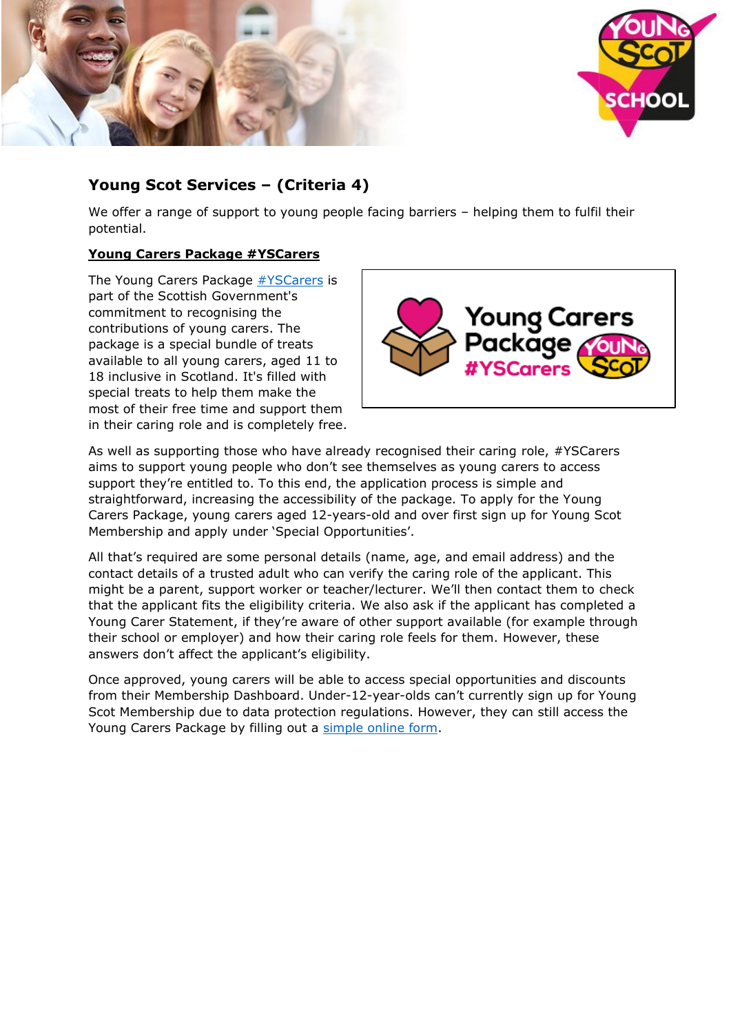## Young Scot Services – (Criteria 4)

We offer a range of support to young people facing barriers – helping them to fulfil their potential.

**Young Carers Package #YSCarers**

The Young Carers Package #YSCarers is part of the Scottish Government's commitment to recognising the contributions of young carers. The package is a special bundle of treats available to all young carers, aged 11 to 18 inclusive in Scotland. It's filled with special treats to help them make the most of their free time and support them in their caring role and is completely free.

As well as supporting those who have already recognised their caring role, #YSCarers aims to support young people who don't see themselves as young carers to access support they're entitled to. To this end, the application process is simple and straightforward, increasing the accessibility of the package. To apply for the Young Carers Package, young carers aged 12-years-old and over first sign up for Young Scot Membership and apply under 'Special Opportunities'.

All that's required are some personal details (name, age, and email address) and the contact details of a trusted adult who can verify the caring role of the applicant. This might be a parent, support worker or teacher/lecturer. We'll then contact them to check that the applicant fits the eligibility criteria. We also ask if the applicant has completed a Young Carer Statement, if they're aware of other support available (for example through their school or employer) and how their caring role feels for them. However, these answers don't affect the applicant's eligibility.

Once approved, young carers will be able to access special opportunities and discounts from their Membership Dashboard. Under-12-year-olds can't currently sign up for Young Scot Membership due to data protection regulations. However, they can still access the Young Carers Package by filling out a simple online form.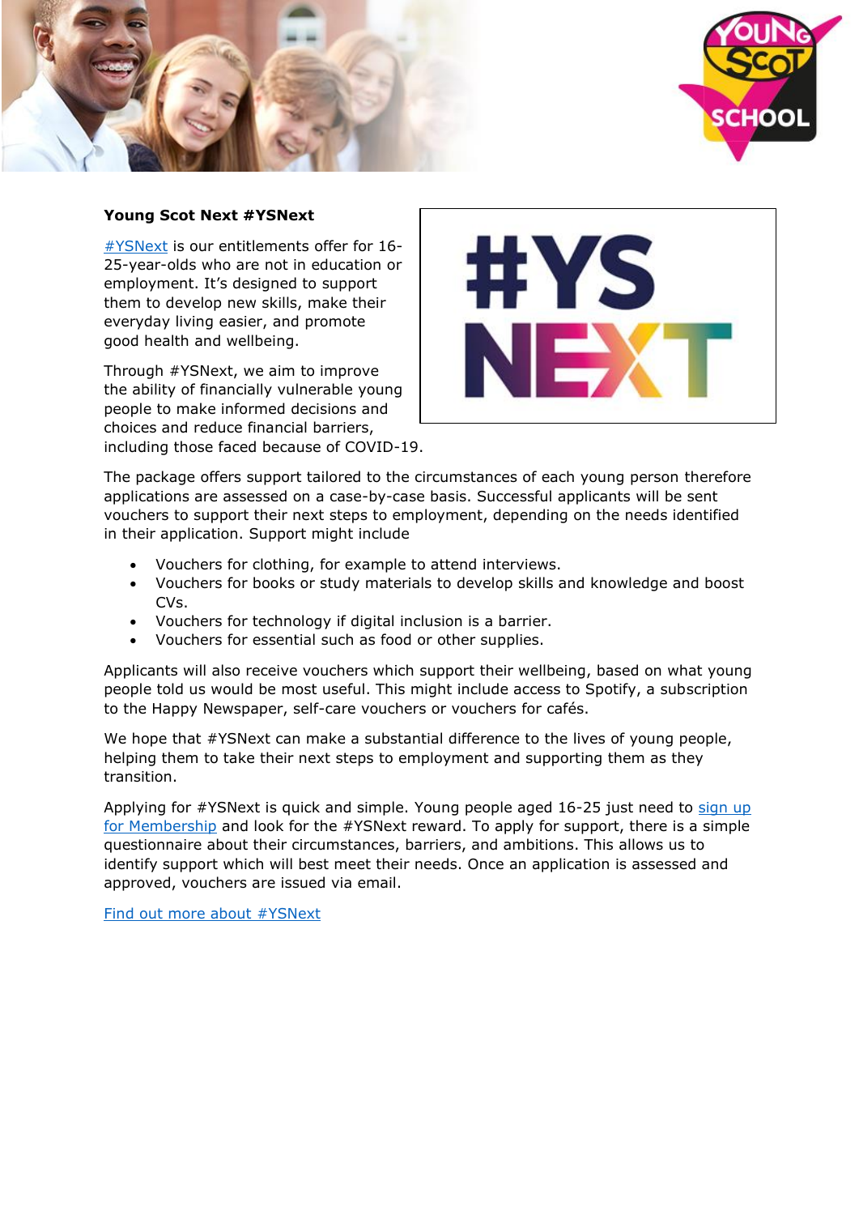**Young Scot Next #YSNext**

#YSNext is our entitlements offer for 16-25-year-olds who are not in education or employment. It's designed to support them to develop new skills, make their everyday living easier, and promote good health and wellbeing.

Through #YSNext, we aim to improve the ability of financially vulnerable young people to make informed decisions and choices and reduce financial barriers, including those faced because of COVID-19.

The package offers support tailored to the circumstances of each young person therefore applications are assessed on a case-by-case basis. Successful applicants will be sent vouchers to support their next steps to employment, depending on the needs identified in their application. Support might include

- Vouchers for clothing, for example to attend interviews.
- Vouchers for books or study materials to develop skills and knowledge and boost CVs.
- Vouchers for technology if digital inclusion is a barrier.
- Vouchers for essential such as food or other supplies.

Applicants will also receive vouchers which support their wellbeing, based on what young people told us would be most useful. This might include access to Spotify, a subscription to the Happy Newspaper, self-care vouchers or vouchers for cafés.

We hope that #YSNext can make a substantial difference to the lives of young people, helping them to take their next steps to employment and supporting them as they transition.

Applying for #YSNext is quick and simple. Young people aged 16-25 just need to sign up for Membership and look for the #YSNext reward. To apply for support, there is a simple questionnaire about their circumstances, barriers, and ambitions. This allows us to identify support which will best meet their needs. Once an application is assessed and approved, vouchers are issued via email.

Find out more about #YSNext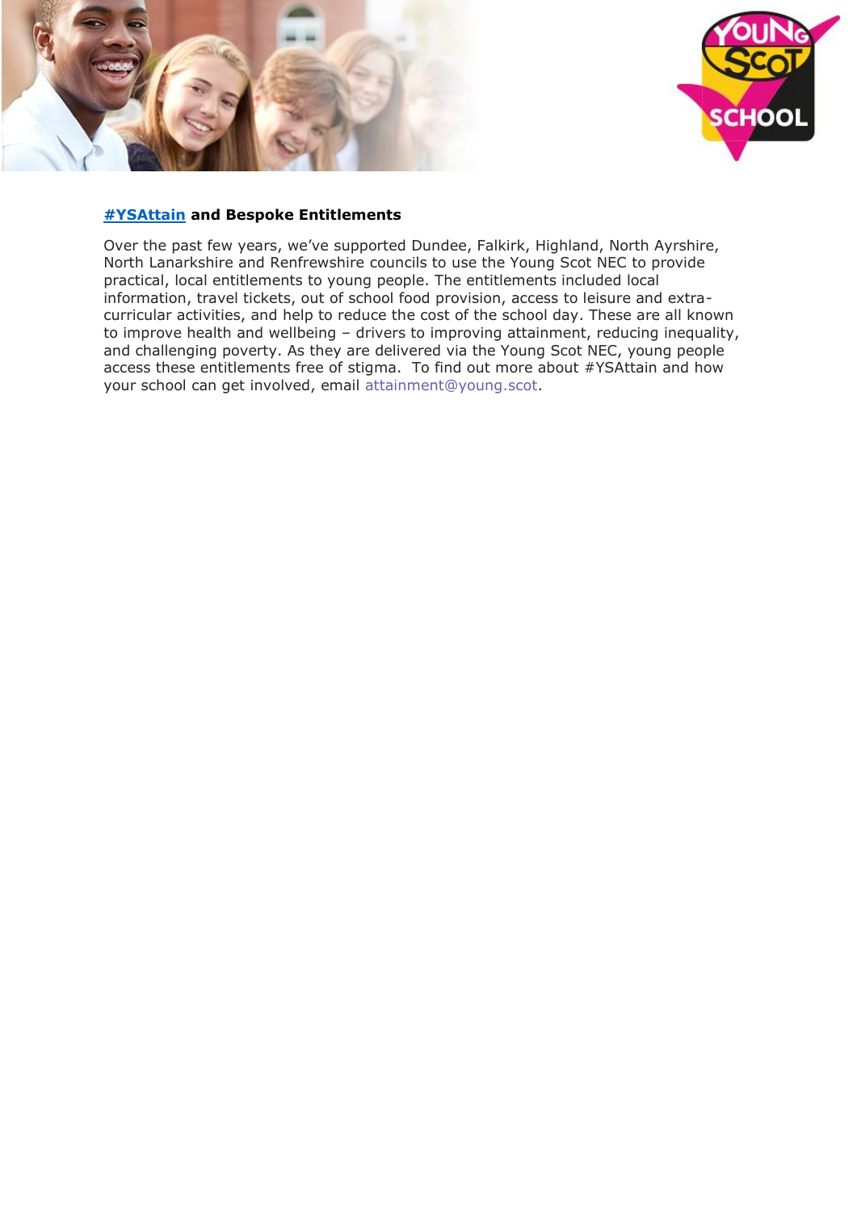**#YSAttain and Bespoke Entitlements**

Over the past few years, we've supported Dundee, Falkirk, Highland, North Ayrshire, North Lanarkshire and Renfrewshire councils to use the Young Scot NEC to provide practical, local entitlements to young people. The entitlements included local information, travel tickets, out of school food provision, access to leisure and extra-curricular activities, and help to reduce the cost of the school day. These are all known to improve health and wellbeing – drivers to improving attainment, reducing inequality, and challenging poverty. As they are delivered via the Young Scot NEC, young people access these entitlements free of stigma. To find out more about #YSAttain and how your school can get involved, email attainment@young.scot.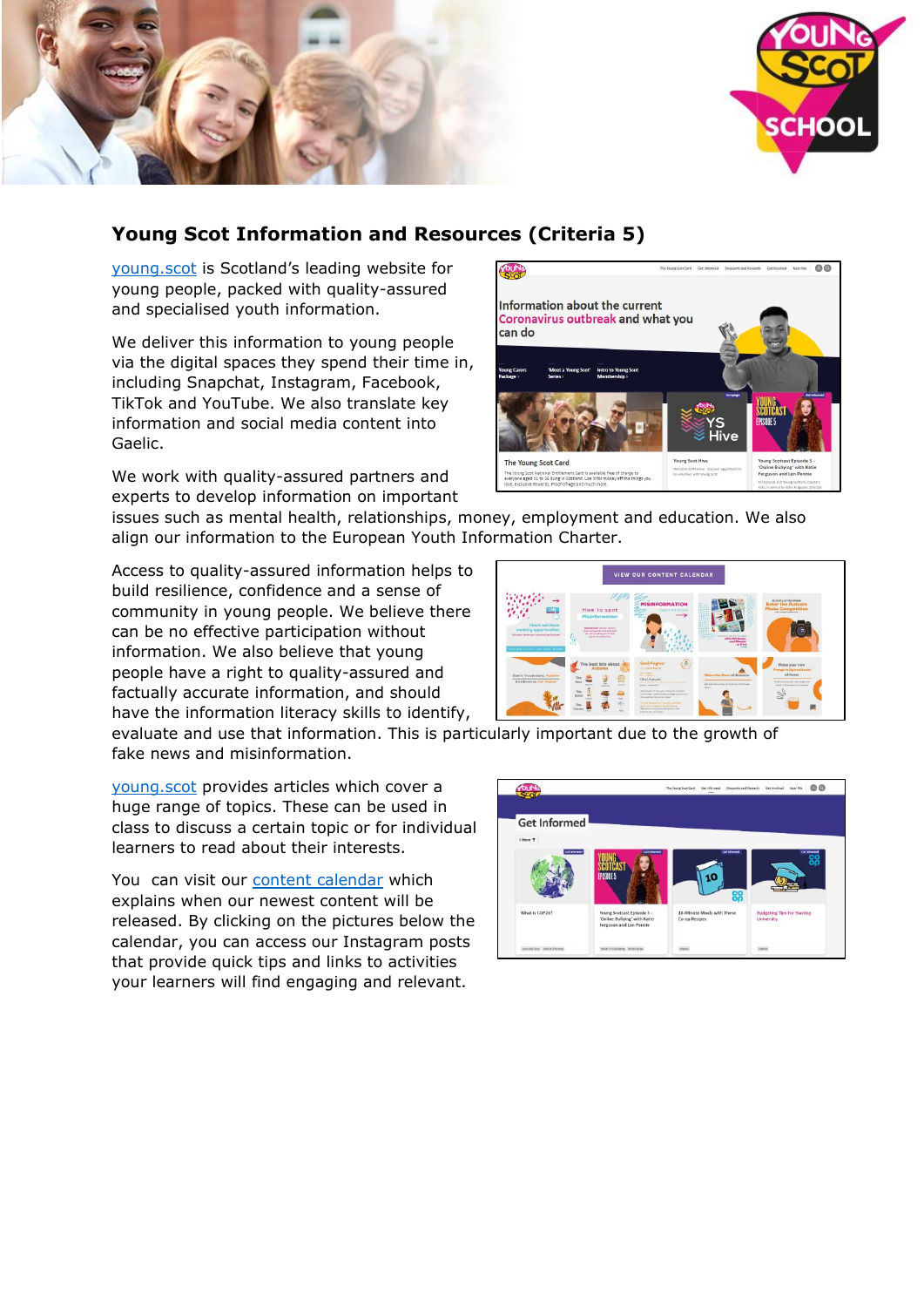## Young Scot Information and Resources (Criteria 5)

[young.scot](https://young.scot) is Scotland's leading website for young people, packed with quality-assured and specialised youth information.

We deliver this information to young people via the digital spaces they spend their time in, including Snapchat, Instagram, Facebook, TikTok and YouTube. We also translate key information and social media content into Gaelic.

We work with quality-assured partners and experts to develop information on important issues such as mental health, relationships, money, employment and education. We also align our information to the European Youth Information Charter.

Access to quality-assured information helps to build resilience, confidence and a sense of community in young people. We believe there can be no effective participation without information. We also believe that young people have a right to quality-assured and factually accurate information, and should have the information literacy skills to identify, evaluate and use that information. This is particularly important due to the growth of fake news and misinformation.

[young.scot](https://young.scot) provides articles which cover a huge range of topics. These can be used in class to discuss a certain topic or for individual learners to read about their interests.

You can visit our [content calendar](#) which explains when our newest content will be released. By clicking on the pictures below the calendar, you can access our Instagram posts that provide quick tips and links to activities your learners will find engaging and relevant.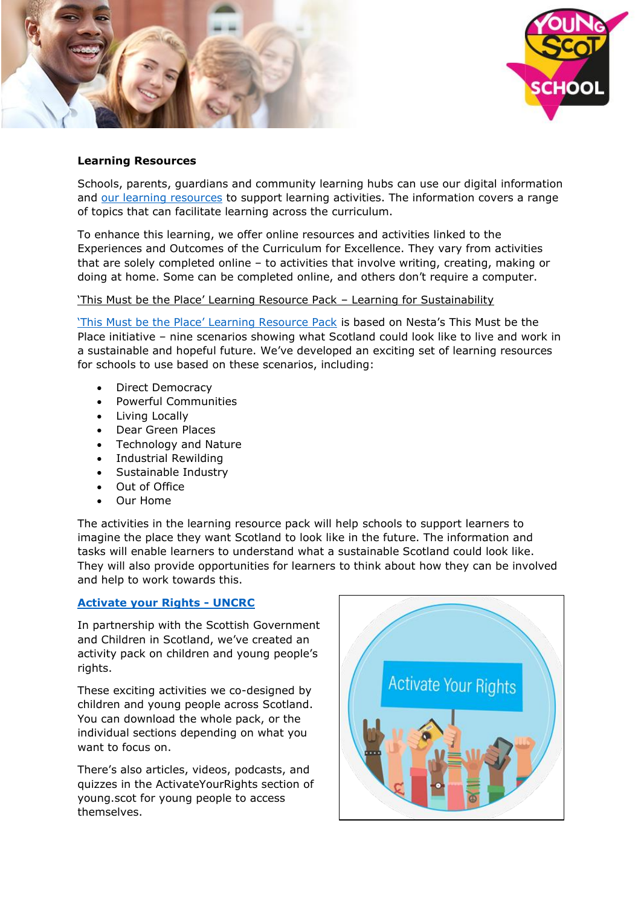**Learning Resources**

Schools, parents, guardians and community learning hubs can use our digital information and our learning resources to support learning activities. The information covers a range of topics that can facilitate learning across the curriculum.

To enhance this learning, we offer online resources and activities linked to the Experiences and Outcomes of the Curriculum for Excellence. They vary from activities that are solely completed online – to activities that involve writing, creating, making or doing at home. Some can be completed online, and others don't require a computer.

'This Must be the Place' Learning Resource Pack – Learning for Sustainability

'This Must be the Place' Learning Resource Pack is based on Nesta's This Must be the Place initiative – nine scenarios showing what Scotland could look like to live and work in a sustainable and hopeful future. We've developed an exciting set of learning resources for schools to use based on these scenarios, including:

- Direct Democracy
- Powerful Communities
- Living Locally
- Dear Green Places
- Technology and Nature
- Industrial Rewilding
- Sustainable Industry
- Out of Office
- Our Home

The activities in the learning resource pack will help schools to support learners to imagine the place they want Scotland to look like in the future. The information and tasks will enable learners to understand what a sustainable Scotland could look like. They will also provide opportunities for learners to think about how they can be involved and help to work towards this.

**Activate your Rights - UNCRC**

In partnership with the Scottish Government and Children in Scotland, we've created an activity pack on children and young people's rights.

These exciting activities we co-designed by children and young people across Scotland. You can download the whole pack, or the individual sections depending on what you want to focus on.

There's also articles, videos, podcasts, and quizzes in the ActivateYourRights section of young.scot for young people to access themselves.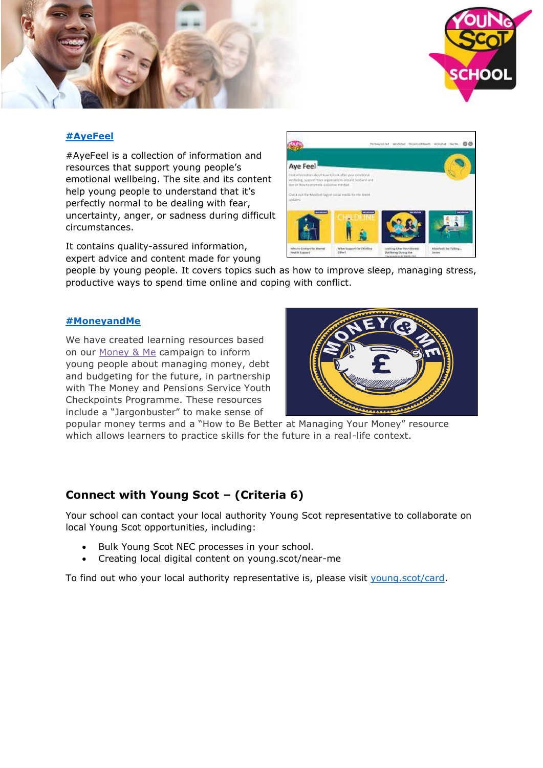### [#AyeFeel]

#AyeFeel is a collection of information and resources that support young people's emotional wellbeing. The site and its content help young people to understand that it's perfectly normal to be dealing with fear, uncertainty, anger, or sadness during difficult circumstances.

It contains quality-assured information, expert advice and content made for young people by young people. It covers topics such as how to improve sleep, managing stress, productive ways to spend time online and coping with conflict.

### [#MoneyandMe]

We have created learning resources based on our Money & Me campaign to inform young people about managing money, debt and budgeting for the future, in partnership with The Money and Pensions Service Youth Checkpoints Programme. These resources include a "Jargonbuster" to make sense of popular money terms and a "How to Be Better at Managing Your Money" resource which allows learners to practice skills for the future in a real-life context.

## Connect with Young Scot – (Criteria 6)

Your school can contact your local authority Young Scot representative to collaborate on local Young Scot opportunities, including:

- Bulk Young Scot NEC processes in your school.
- Creating local digital content on young.scot/near-me

To find out who your local authority representative is, please visit young.scot/card.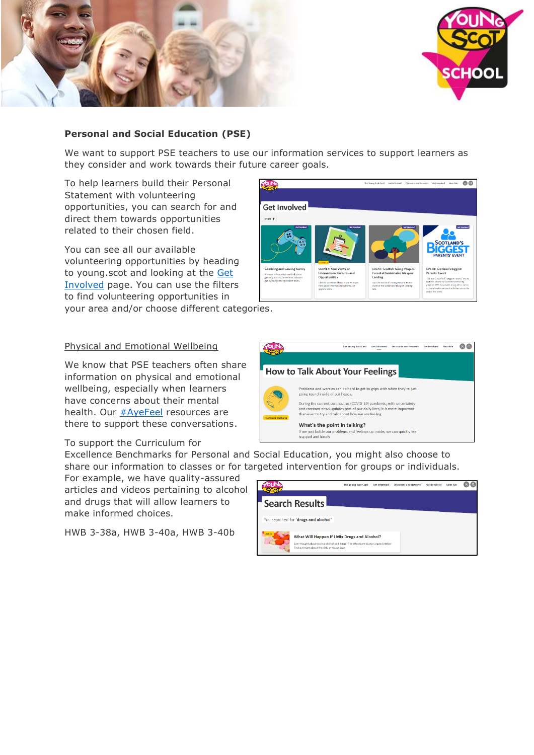**Personal and Social Education (PSE)**

We want to support PSE teachers to use our information services to support learners as they consider and work towards their future career goals.

To help learners build their Personal Statement with volunteering opportunities, you can search for and direct them towards opportunities related to their chosen field.

You can see all our available volunteering opportunities by heading to young.scot and looking at the Get Involved page. You can use the filters to find volunteering opportunities in your area and/or choose different categories.

Physical and Emotional Wellbeing

We know that PSE teachers often share information on physical and emotional wellbeing, especially when learners have concerns about their mental health. Our #AyeFeel resources are there to support these conversations.

To support the Curriculum for Excellence Benchmarks for Personal and Social Education, you might also choose to share our information to classes or for targeted intervention for groups or individuals. For example, we have quality-assured articles and videos pertaining to alcohol and drugs that will allow learners to make informed choices.

HWB 3-38a, HWB 3-40a, HWB 3-40b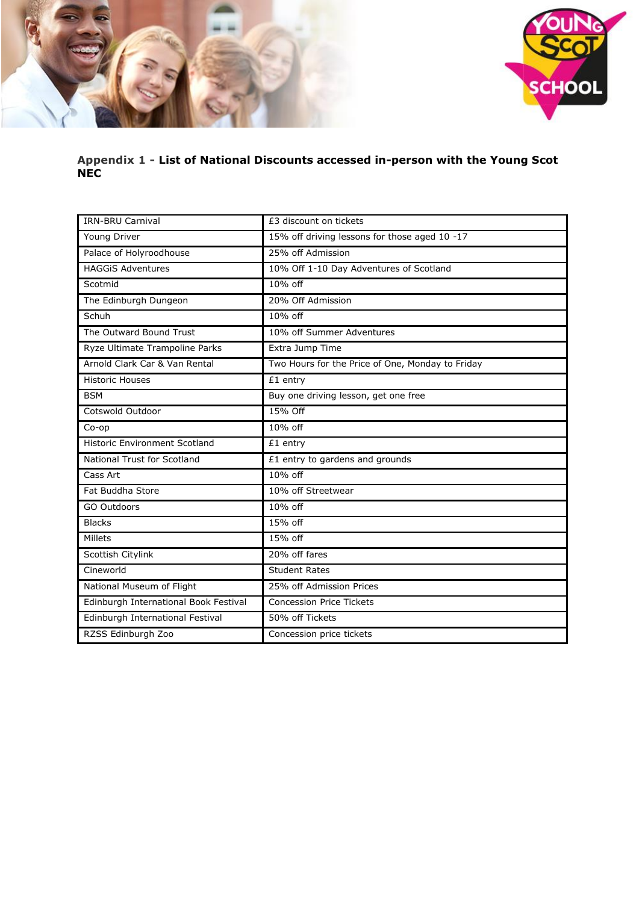## Appendix 1 - List of National Discounts accessed in-person with the Young Scot NEC

| | |
|---|---|
| IRN-BRU Carnival | £3 discount on tickets |
| Young Driver | 15% off driving lessons for those aged 10 -17 |
| Palace of Holyroodhouse | 25% off Admission |
| HAGGiS Adventures | 10% Off 1-10 Day Adventures of Scotland |
| Scotmid | 10% off |
| The Edinburgh Dungeon | 20% Off Admission |
| Schuh | 10% off |
| The Outward Bound Trust | 10% off Summer Adventures |
| Ryze Ultimate Trampoline Parks | Extra Jump Time |
| Arnold Clark Car & Van Rental | Two Hours for the Price of One, Monday to Friday |
| Historic Houses | £1 entry |
| BSM | Buy one driving lesson, get one free |
| Cotswold Outdoor | 15% Off |
| Co-op | 10% off |
| Historic Environment Scotland | £1 entry |
| National Trust for Scotland | £1 entry to gardens and grounds |
| Cass Art | 10% off |
| Fat Buddha Store | 10% off Streetwear |
| GO Outdoors | 10% off |
| Blacks | 15% off |
| Millets | 15% off |
| Scottish Citylink | 20% off fares |
| Cineworld | Student Rates |
| National Museum of Flight | 25% off Admission Prices |
| Edinburgh International Book Festival | Concession Price Tickets |
| Edinburgh International Festival | 50% off Tickets |
| RZSS Edinburgh Zoo | Concession price tickets |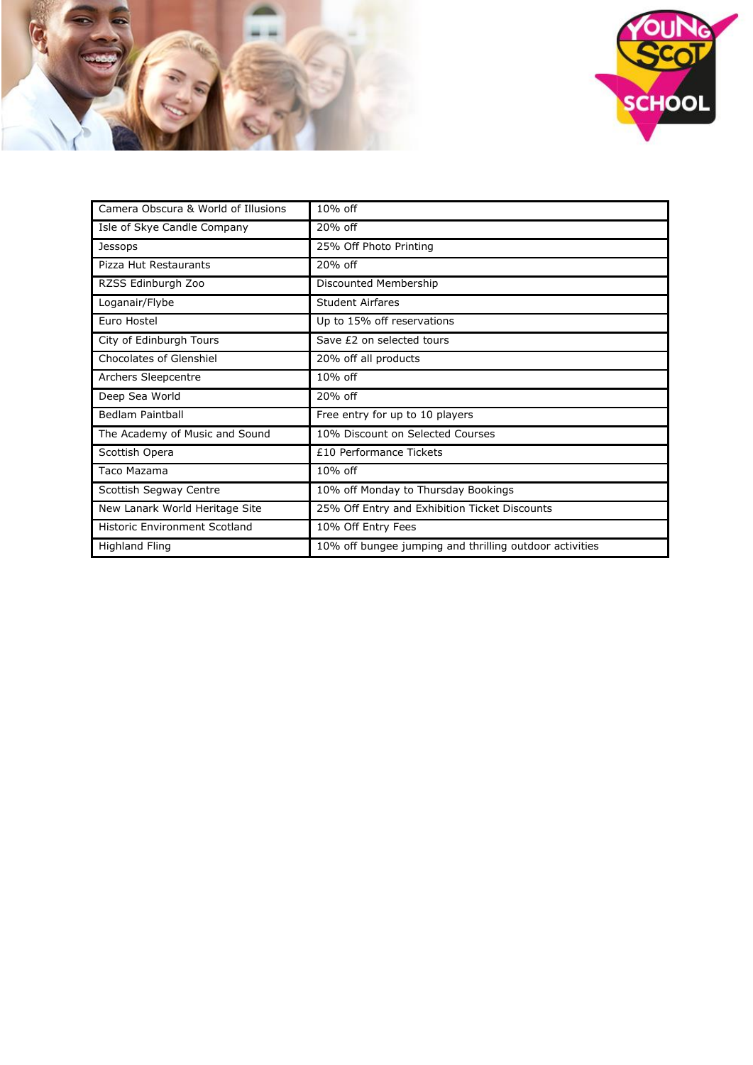| Camera Obscura & World of Illusions | 10% off |
|---|---|
| Isle of Skye Candle Company | 20% off |
| Jessops | 25% Off Photo Printing |
| Pizza Hut Restaurants | 20% off |
| RZSS Edinburgh Zoo | Discounted Membership |
| Loganair/Flybe | Student Airfares |
| Euro Hostel | Up to 15% off reservations |
| City of Edinburgh Tours | Save £2 on selected tours |
| Chocolates of Glenshiel | 20% off all products |
| Archers Sleepcentre | 10% off |
| Deep Sea World | 20% off |
| Bedlam Paintball | Free entry for up to 10 players |
| The Academy of Music and Sound | 10% Discount on Selected Courses |
| Scottish Opera | £10 Performance Tickets |
| Taco Mazama | 10% off |
| Scottish Segway Centre | 10% off Monday to Thursday Bookings |
| New Lanark World Heritage Site | 25% Off Entry and Exhibition Ticket Discounts |
| Historic Environment Scotland | 10% Off Entry Fees |
| Highland Fling | 10% off bungee jumping and thrilling outdoor activities |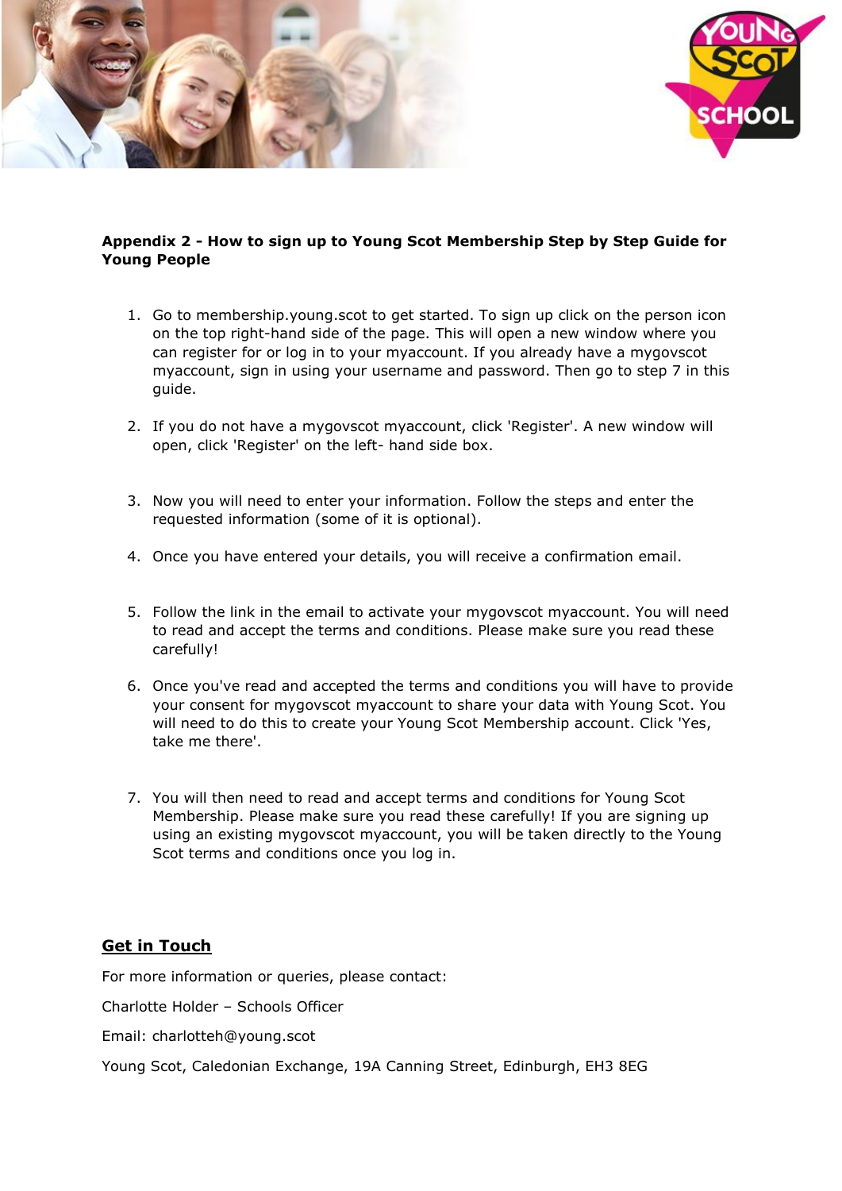**Appendix 2 - How to sign up to Young Scot Membership Step by Step Guide for Young People**

1. Go to membership.young.scot to get started. To sign up click on the person icon on the top right-hand side of the page. This will open a new window where you can register for or log in to your myaccount. If you already have a mygovscot myaccount, sign in using your username and password. Then go to step 7 in this guide.

2. If you do not have a mygovscot myaccount, click 'Register'. A new window will open, click 'Register' on the left- hand side box.

3. Now you will need to enter your information. Follow the steps and enter the requested information (some of it is optional).

4. Once you have entered your details, you will receive a confirmation email.

5. Follow the link in the email to activate your mygovscot myaccount. You will need to read and accept the terms and conditions. Please make sure you read these carefully!

6. Once you've read and accepted the terms and conditions you will have to provide your consent for mygovscot myaccount to share your data with Young Scot. You will need to do this to create your Young Scot Membership account. Click 'Yes, take me there'.

7. You will then need to read and accept terms and conditions for Young Scot Membership. Please make sure you read these carefully! If you are signing up using an existing mygovscot myaccount, you will be taken directly to the Young Scot terms and conditions once you log in.

## Get in Touch

For more information or queries, please contact:

Charlotte Holder – Schools Officer

Email: charlotteh@young.scot

Young Scot, Caledonian Exchange, 19A Canning Street, Edinburgh, EH3 8EG